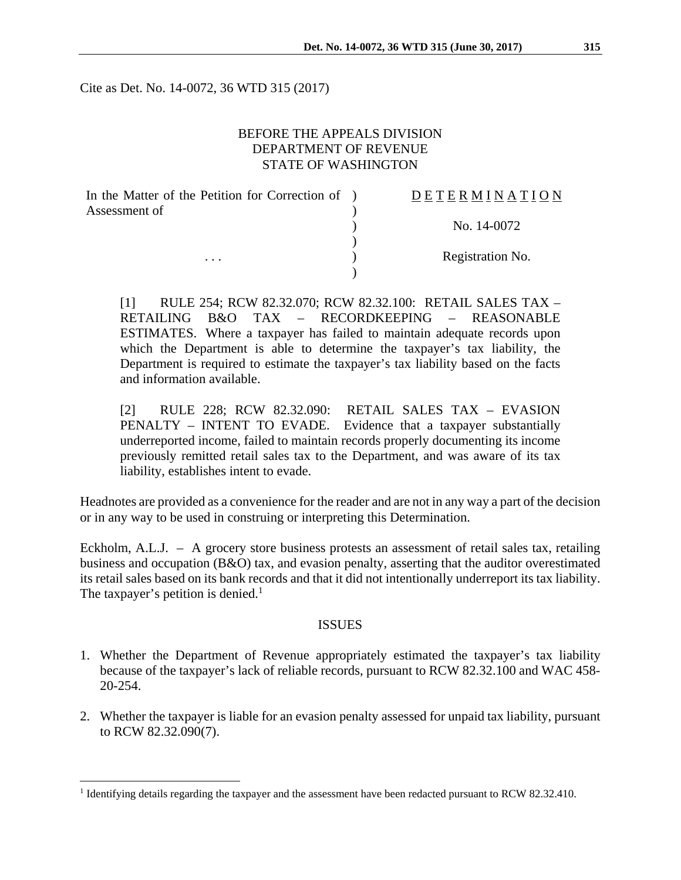Cite as Det. No. 14-0072, 36 WTD 315 (2017)

BEFORE THE APPEALS DIVISION
DEPARTMENT OF REVENUE
STATE OF WASHINGTON

| | |
|---|---|
| In the Matter of the Petition for Correction of Assessment of | D E T E R M I N A T I O N |
| | No. 14-0072 |
| . . . | Registration No. |

[1] RULE 254; RCW 82.32.070; RCW 82.32.100: RETAIL SALES TAX – RETAILING B&O TAX – RECORDKEEPING – REASONABLE ESTIMATES. Where a taxpayer has failed to maintain adequate records upon which the Department is able to determine the taxpayer's tax liability, the Department is required to estimate the taxpayer's tax liability based on the facts and information available.

[2] RULE 228; RCW 82.32.090: RETAIL SALES TAX – EVASION PENALTY – INTENT TO EVADE. Evidence that a taxpayer substantially underreported income, failed to maintain records properly documenting its income previously remitted retail sales tax to the Department, and was aware of its tax liability, establishes intent to evade.

Headnotes are provided as a convenience for the reader and are not in any way a part of the decision or in any way to be used in construing or interpreting this Determination.

Eckholm, A.L.J. – A grocery store business protests an assessment of retail sales tax, retailing business and occupation (B&O) tax, and evasion penalty, asserting that the auditor overestimated its retail sales based on its bank records and that it did not intentionally underreport its tax liability. The taxpayer's petition is denied.[1]

## ISSUES

1. Whether the Department of Revenue appropriately estimated the taxpayer's tax liability because of the taxpayer's lack of reliable records, pursuant to RCW 82.32.100 and WAC 458-20-254.

2. Whether the taxpayer is liable for an evasion penalty assessed for unpaid tax liability, pursuant to RCW 82.32.090(7).

[1] Identifying details regarding the taxpayer and the assessment have been redacted pursuant to RCW 82.32.410.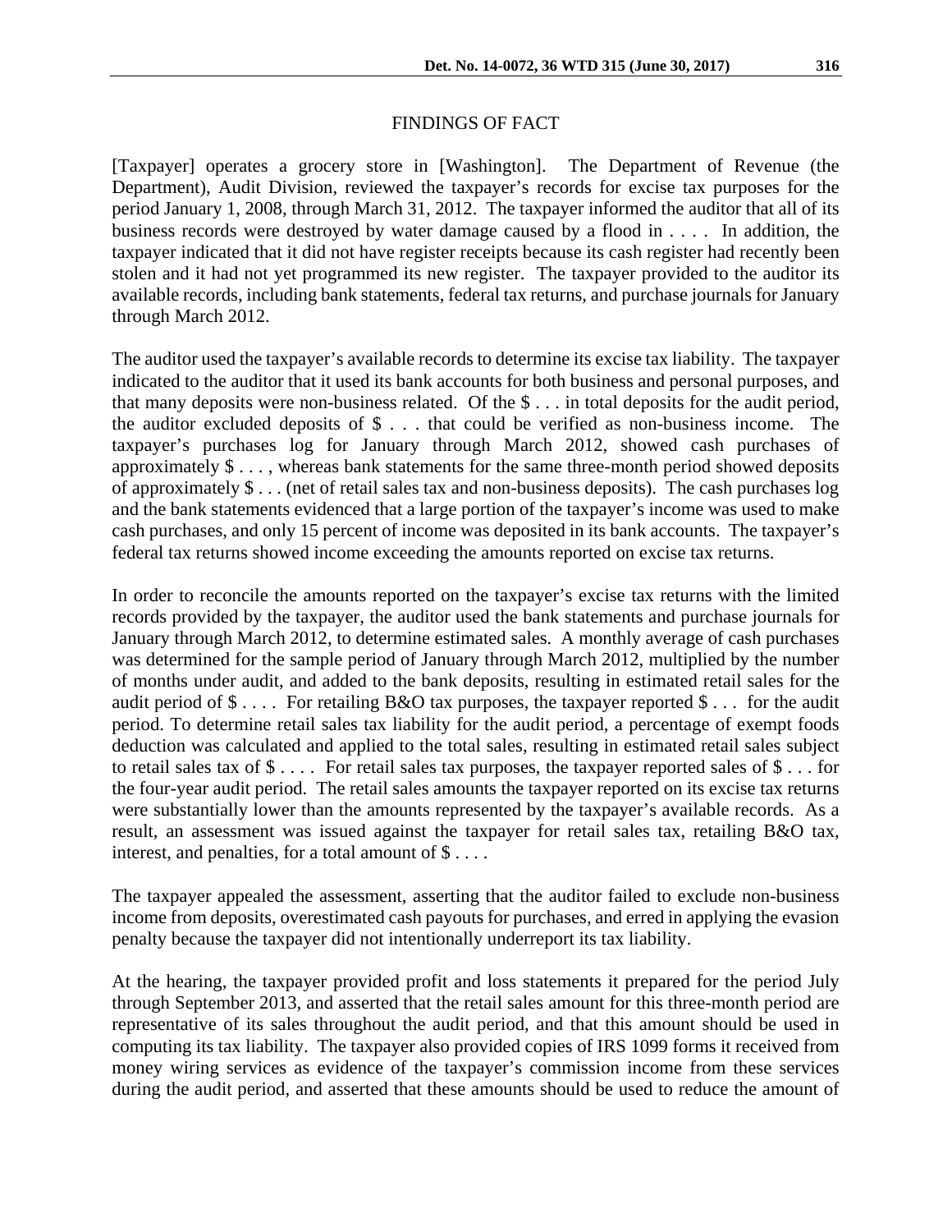## FINDINGS OF FACT

[Taxpayer] operates a grocery store in [Washington]. The Department of Revenue (the Department), Audit Division, reviewed the taxpayer's records for excise tax purposes for the period January 1, 2008, through March 31, 2012. The taxpayer informed the auditor that all of its business records were destroyed by water damage caused by a flood in . . . . In addition, the taxpayer indicated that it did not have register receipts because its cash register had recently been stolen and it had not yet programmed its new register. The taxpayer provided to the auditor its available records, including bank statements, federal tax returns, and purchase journals for January through March 2012.

The auditor used the taxpayer's available records to determine its excise tax liability. The taxpayer indicated to the auditor that it used its bank accounts for both business and personal purposes, and that many deposits were non-business related. Of the $ . . . in total deposits for the audit period, the auditor excluded deposits of $ . . . that could be verified as non-business income. The taxpayer's purchases log for January through March 2012, showed cash purchases of approximately $ . . . , whereas bank statements for the same three-month period showed deposits of approximately $ . . . (net of retail sales tax and non-business deposits). The cash purchases log and the bank statements evidenced that a large portion of the taxpayer's income was used to make cash purchases, and only 15 percent of income was deposited in its bank accounts. The taxpayer's federal tax returns showed income exceeding the amounts reported on excise tax returns.

In order to reconcile the amounts reported on the taxpayer's excise tax returns with the limited records provided by the taxpayer, the auditor used the bank statements and purchase journals for January through March 2012, to determine estimated sales. A monthly average of cash purchases was determined for the sample period of January through March 2012, multiplied by the number of months under audit, and added to the bank deposits, resulting in estimated retail sales for the audit period of $ . . . . For retailing B&O tax purposes, the taxpayer reported $ . . . for the audit period. To determine retail sales tax liability for the audit period, a percentage of exempt foods deduction was calculated and applied to the total sales, resulting in estimated retail sales subject to retail sales tax of $ . . . . For retail sales tax purposes, the taxpayer reported sales of $ . . . for the four-year audit period. The retail sales amounts the taxpayer reported on its excise tax returns were substantially lower than the amounts represented by the taxpayer's available records. As a result, an assessment was issued against the taxpayer for retail sales tax, retailing B&O tax, interest, and penalties, for a total amount of $ . . . .

The taxpayer appealed the assessment, asserting that the auditor failed to exclude non-business income from deposits, overestimated cash payouts for purchases, and erred in applying the evasion penalty because the taxpayer did not intentionally underreport its tax liability.

At the hearing, the taxpayer provided profit and loss statements it prepared for the period July through September 2013, and asserted that the retail sales amount for this three-month period are representative of its sales throughout the audit period, and that this amount should be used in computing its tax liability. The taxpayer also provided copies of IRS 1099 forms it received from money wiring services as evidence of the taxpayer's commission income from these services during the audit period, and asserted that these amounts should be used to reduce the amount of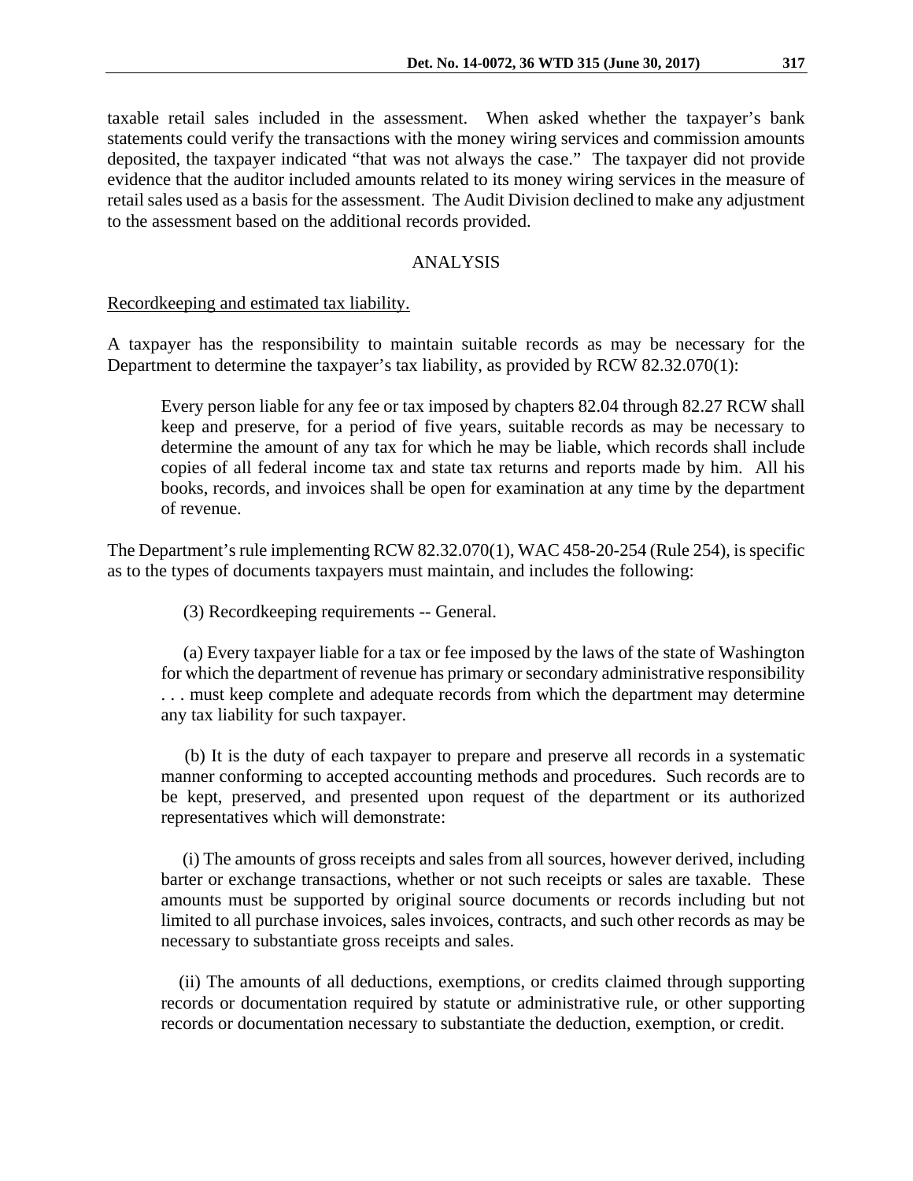taxable retail sales included in the assessment. When asked whether the taxpayer's bank statements could verify the transactions with the money wiring services and commission amounts deposited, the taxpayer indicated "that was not always the case." The taxpayer did not provide evidence that the auditor included amounts related to its money wiring services in the measure of retail sales used as a basis for the assessment. The Audit Division declined to make any adjustment to the assessment based on the additional records provided.

## ANALYSIS

Recordkeeping and estimated tax liability.

A taxpayer has the responsibility to maintain suitable records as may be necessary for the Department to determine the taxpayer's tax liability, as provided by RCW 82.32.070(1):

> Every person liable for any fee or tax imposed by chapters 82.04 through 82.27 RCW shall keep and preserve, for a period of five years, suitable records as may be necessary to determine the amount of any tax for which he may be liable, which records shall include copies of all federal income tax and state tax returns and reports made by him. All his books, records, and invoices shall be open for examination at any time by the department of revenue.

The Department's rule implementing RCW 82.32.070(1), WAC 458-20-254 (Rule 254), is specific as to the types of documents taxpayers must maintain, and includes the following:

> (3) Recordkeeping requirements -- General.
>
> (a) Every taxpayer liable for a tax or fee imposed by the laws of the state of Washington for which the department of revenue has primary or secondary administrative responsibility . . . must keep complete and adequate records from which the department may determine any tax liability for such taxpayer.
>
> (b) It is the duty of each taxpayer to prepare and preserve all records in a systematic manner conforming to accepted accounting methods and procedures. Such records are to be kept, preserved, and presented upon request of the department or its authorized representatives which will demonstrate:
>
> (i) The amounts of gross receipts and sales from all sources, however derived, including barter or exchange transactions, whether or not such receipts or sales are taxable. These amounts must be supported by original source documents or records including but not limited to all purchase invoices, sales invoices, contracts, and such other records as may be necessary to substantiate gross receipts and sales.
>
> (ii) The amounts of all deductions, exemptions, or credits claimed through supporting records or documentation required by statute or administrative rule, or other supporting records or documentation necessary to substantiate the deduction, exemption, or credit.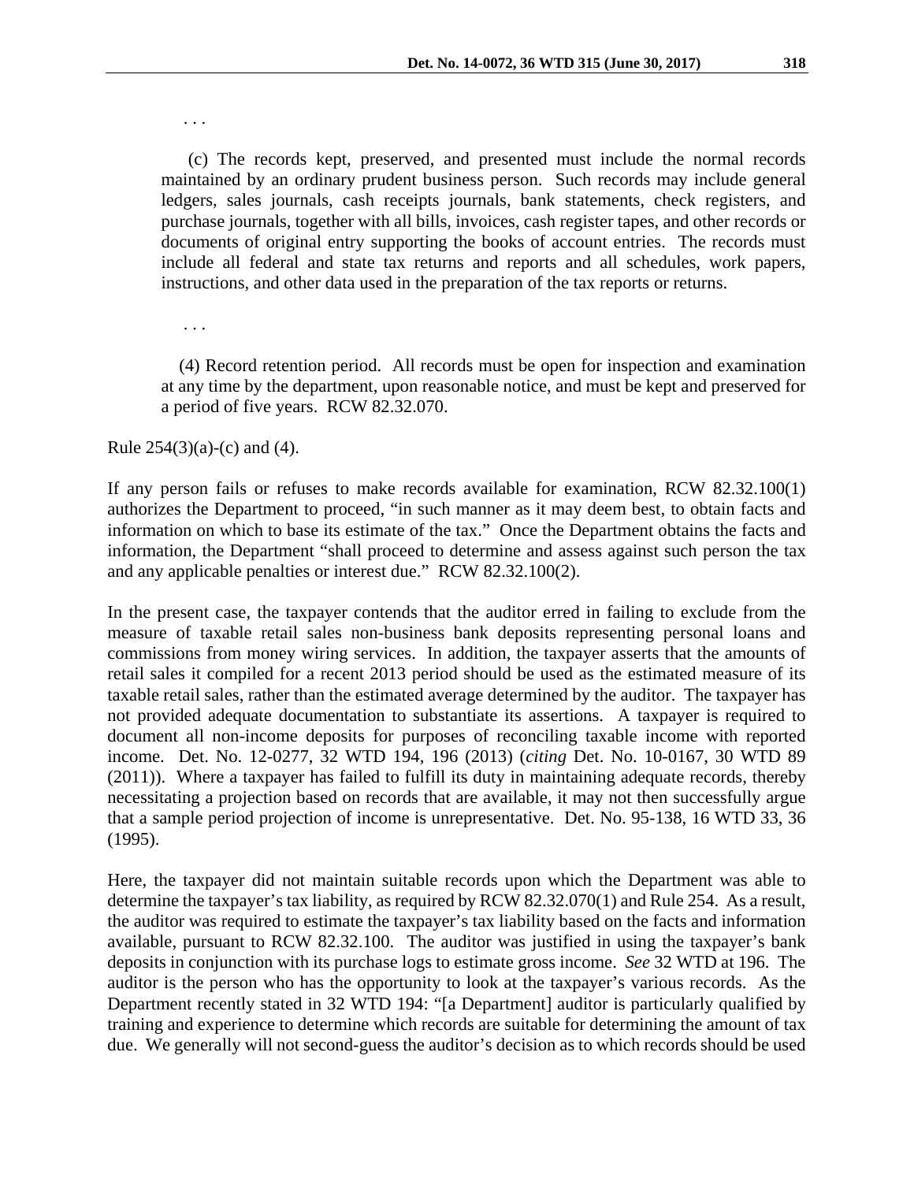. . .

> (c) The records kept, preserved, and presented must include the normal records maintained by an ordinary prudent business person. Such records may include general ledgers, sales journals, cash receipts journals, bank statements, check registers, and purchase journals, together with all bills, invoices, cash register tapes, and other records or documents of original entry supporting the books of account entries. The records must include all federal and state tax returns and reports and all schedules, work papers, instructions, and other data used in the preparation of the tax reports or returns.
>
> . . .
>
> (4) Record retention period. All records must be open for inspection and examination at any time by the department, upon reasonable notice, and must be kept and preserved for a period of five years. RCW 82.32.070.

Rule 254(3)(a)-(c) and (4).

If any person fails or refuses to make records available for examination, RCW 82.32.100(1) authorizes the Department to proceed, "in such manner as it may deem best, to obtain facts and information on which to base its estimate of the tax." Once the Department obtains the facts and information, the Department "shall proceed to determine and assess against such person the tax and any applicable penalties or interest due." RCW 82.32.100(2).

In the present case, the taxpayer contends that the auditor erred in failing to exclude from the measure of taxable retail sales non-business bank deposits representing personal loans and commissions from money wiring services. In addition, the taxpayer asserts that the amounts of retail sales it compiled for a recent 2013 period should be used as the estimated measure of its taxable retail sales, rather than the estimated average determined by the auditor. The taxpayer has not provided adequate documentation to substantiate its assertions. A taxpayer is required to document all non-income deposits for purposes of reconciling taxable income with reported income. Det. No. 12-0277, 32 WTD 194, 196 (2013) (*citing* Det. No. 10-0167, 30 WTD 89 (2011)). Where a taxpayer has failed to fulfill its duty in maintaining adequate records, thereby necessitating a projection based on records that are available, it may not then successfully argue that a sample period projection of income is unrepresentative. Det. No. 95-138, 16 WTD 33, 36 (1995).

Here, the taxpayer did not maintain suitable records upon which the Department was able to determine the taxpayer's tax liability, as required by RCW 82.32.070(1) and Rule 254. As a result, the auditor was required to estimate the taxpayer's tax liability based on the facts and information available, pursuant to RCW 82.32.100. The auditor was justified in using the taxpayer's bank deposits in conjunction with its purchase logs to estimate gross income. *See* 32 WTD at 196. The auditor is the person who has the opportunity to look at the taxpayer's various records. As the Department recently stated in 32 WTD 194: "[a Department] auditor is particularly qualified by training and experience to determine which records are suitable for determining the amount of tax due. We generally will not second-guess the auditor's decision as to which records should be used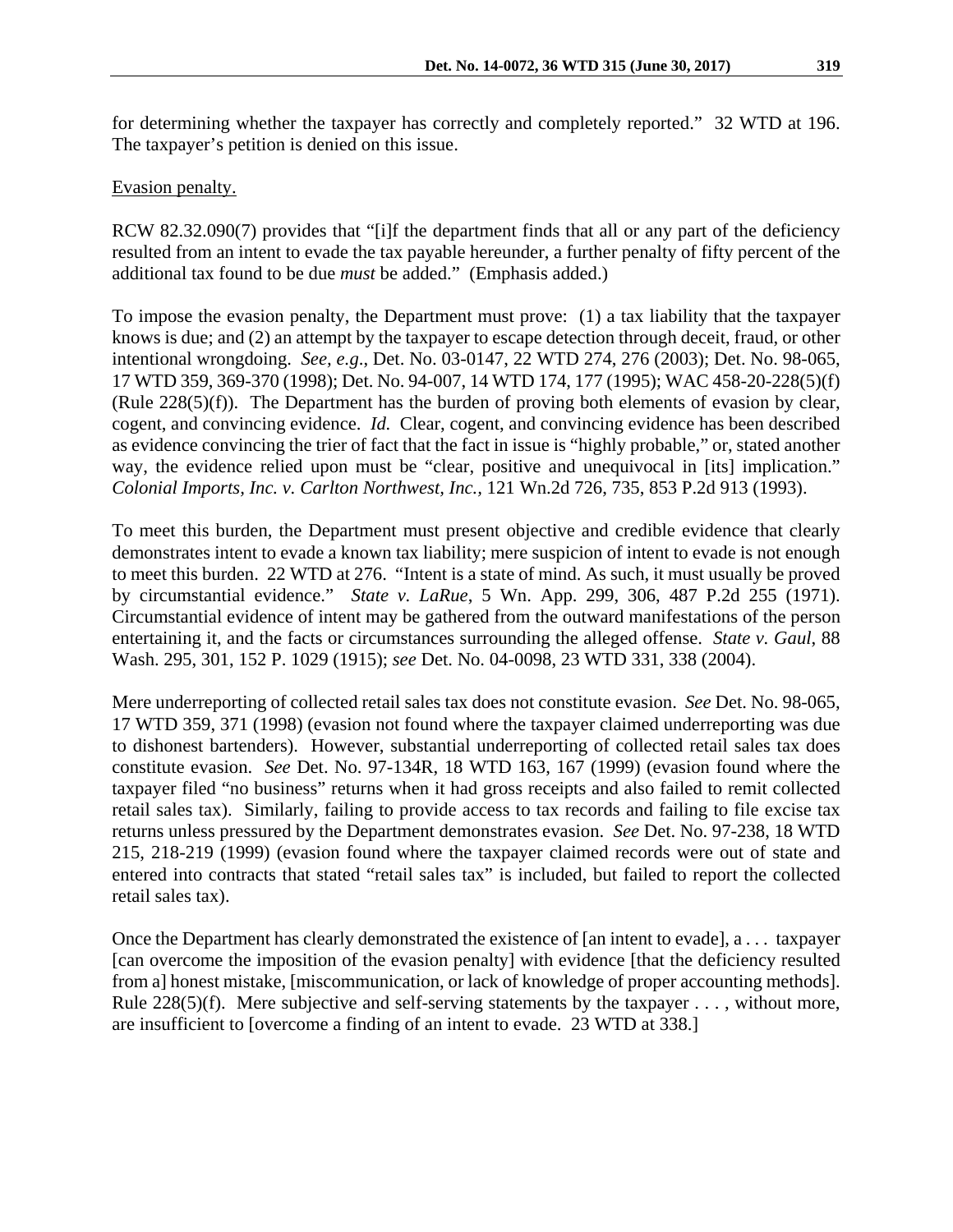for determining whether the taxpayer has correctly and completely reported." 32 WTD at 196. The taxpayer's petition is denied on this issue.

Evasion penalty.

RCW 82.32.090(7) provides that "[i]f the department finds that all or any part of the deficiency resulted from an intent to evade the tax payable hereunder, a further penalty of fifty percent of the additional tax found to be due *must* be added." (Emphasis added.)

To impose the evasion penalty, the Department must prove: (1) a tax liability that the taxpayer knows is due; and (2) an attempt by the taxpayer to escape detection through deceit, fraud, or other intentional wrongdoing. *See, e.g*., Det. No. 03-0147, 22 WTD 274, 276 (2003); Det. No. 98-065, 17 WTD 359, 369-370 (1998); Det. No. 94-007, 14 WTD 174, 177 (1995); WAC 458-20-228(5)(f) (Rule 228(5)(f)). The Department has the burden of proving both elements of evasion by clear, cogent, and convincing evidence. *Id.* Clear, cogent, and convincing evidence has been described as evidence convincing the trier of fact that the fact in issue is "highly probable," or, stated another way, the evidence relied upon must be "clear, positive and unequivocal in [its] implication." *Colonial Imports, Inc. v. Carlton Northwest, Inc.*, 121 Wn.2d 726, 735, 853 P.2d 913 (1993).

To meet this burden, the Department must present objective and credible evidence that clearly demonstrates intent to evade a known tax liability; mere suspicion of intent to evade is not enough to meet this burden. 22 WTD at 276. "Intent is a state of mind. As such, it must usually be proved by circumstantial evidence." *State v. LaRue*, 5 Wn. App. 299, 306, 487 P.2d 255 (1971). Circumstantial evidence of intent may be gathered from the outward manifestations of the person entertaining it, and the facts or circumstances surrounding the alleged offense. *State v. Gaul*, 88 Wash. 295, 301, 152 P. 1029 (1915); *see* Det. No. 04-0098, 23 WTD 331, 338 (2004).

Mere underreporting of collected retail sales tax does not constitute evasion. *See* Det. No. 98-065, 17 WTD 359, 371 (1998) (evasion not found where the taxpayer claimed underreporting was due to dishonest bartenders). However, substantial underreporting of collected retail sales tax does constitute evasion. *See* Det. No. 97-134R, 18 WTD 163, 167 (1999) (evasion found where the taxpayer filed "no business" returns when it had gross receipts and also failed to remit collected retail sales tax). Similarly, failing to provide access to tax records and failing to file excise tax returns unless pressured by the Department demonstrates evasion. *See* Det. No. 97-238, 18 WTD 215, 218-219 (1999) (evasion found where the taxpayer claimed records were out of state and entered into contracts that stated "retail sales tax" is included, but failed to report the collected retail sales tax).

Once the Department has clearly demonstrated the existence of [an intent to evade], a . . . taxpayer [can overcome the imposition of the evasion penalty] with evidence [that the deficiency resulted from a] honest mistake, [miscommunication, or lack of knowledge of proper accounting methods]. Rule 228(5)(f). Mere subjective and self-serving statements by the taxpayer . . . , without more, are insufficient to [overcome a finding of an intent to evade. 23 WTD at 338.]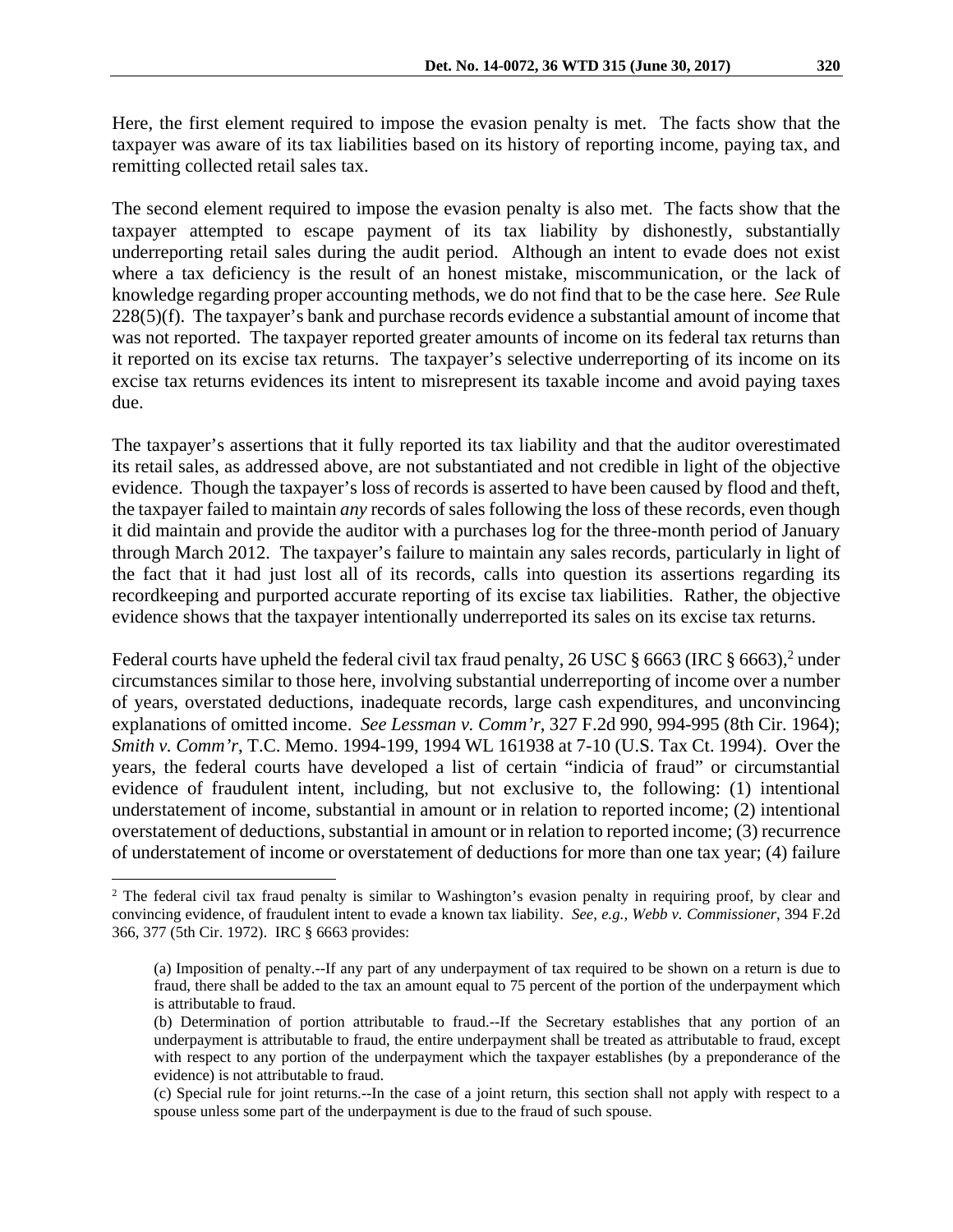Here, the first element required to impose the evasion penalty is met. The facts show that the taxpayer was aware of its tax liabilities based on its history of reporting income, paying tax, and remitting collected retail sales tax.

The second element required to impose the evasion penalty is also met. The facts show that the taxpayer attempted to escape payment of its tax liability by dishonestly, substantially underreporting retail sales during the audit period. Although an intent to evade does not exist where a tax deficiency is the result of an honest mistake, miscommunication, or the lack of knowledge regarding proper accounting methods, we do not find that to be the case here. *See* Rule 228(5)(f). The taxpayer's bank and purchase records evidence a substantial amount of income that was not reported. The taxpayer reported greater amounts of income on its federal tax returns than it reported on its excise tax returns. The taxpayer's selective underreporting of its income on its excise tax returns evidences its intent to misrepresent its taxable income and avoid paying taxes due.

The taxpayer's assertions that it fully reported its tax liability and that the auditor overestimated its retail sales, as addressed above, are not substantiated and not credible in light of the objective evidence. Though the taxpayer's loss of records is asserted to have been caused by flood and theft, the taxpayer failed to maintain *any* records of sales following the loss of these records, even though it did maintain and provide the auditor with a purchases log for the three-month period of January through March 2012. The taxpayer's failure to maintain any sales records, particularly in light of the fact that it had just lost all of its records, calls into question its assertions regarding its recordkeeping and purported accurate reporting of its excise tax liabilities. Rather, the objective evidence shows that the taxpayer intentionally underreported its sales on its excise tax returns.

Federal courts have upheld the federal civil tax fraud penalty, 26 USC § 6663 (IRC § 6663),[2] under circumstances similar to those here, involving substantial underreporting of income over a number of years, overstated deductions, inadequate records, large cash expenditures, and unconvincing explanations of omitted income. *See Lessman v. Comm'r*, 327 F.2d 990, 994-995 (8th Cir. 1964); *Smith v. Comm'r*, T.C. Memo. 1994-199, 1994 WL 161938 at 7-10 (U.S. Tax Ct. 1994). Over the years, the federal courts have developed a list of certain "indicia of fraud" or circumstantial evidence of fraudulent intent, including, but not exclusive to, the following: (1) intentional understatement of income, substantial in amount or in relation to reported income; (2) intentional overstatement of deductions, substantial in amount or in relation to reported income; (3) recurrence of understatement of income or overstatement of deductions for more than one tax year; (4) failure

---

[2] The federal civil tax fraud penalty is similar to Washington's evasion penalty in requiring proof, by clear and convincing evidence, of fraudulent intent to evade a known tax liability. *See, e.g., Webb v. Commissioner*, 394 F.2d 366, 377 (5th Cir. 1972). IRC § 6663 provides:

> (a) Imposition of penalty.--If any part of any underpayment of tax required to be shown on a return is due to fraud, there shall be added to the tax an amount equal to 75 percent of the portion of the underpayment which is attributable to fraud.
>
> (b) Determination of portion attributable to fraud.--If the Secretary establishes that any portion of an underpayment is attributable to fraud, the entire underpayment shall be treated as attributable to fraud, except with respect to any portion of the underpayment which the taxpayer establishes (by a preponderance of the evidence) is not attributable to fraud.
>
> (c) Special rule for joint returns.--In the case of a joint return, this section shall not apply with respect to a spouse unless some part of the underpayment is due to the fraud of such spouse.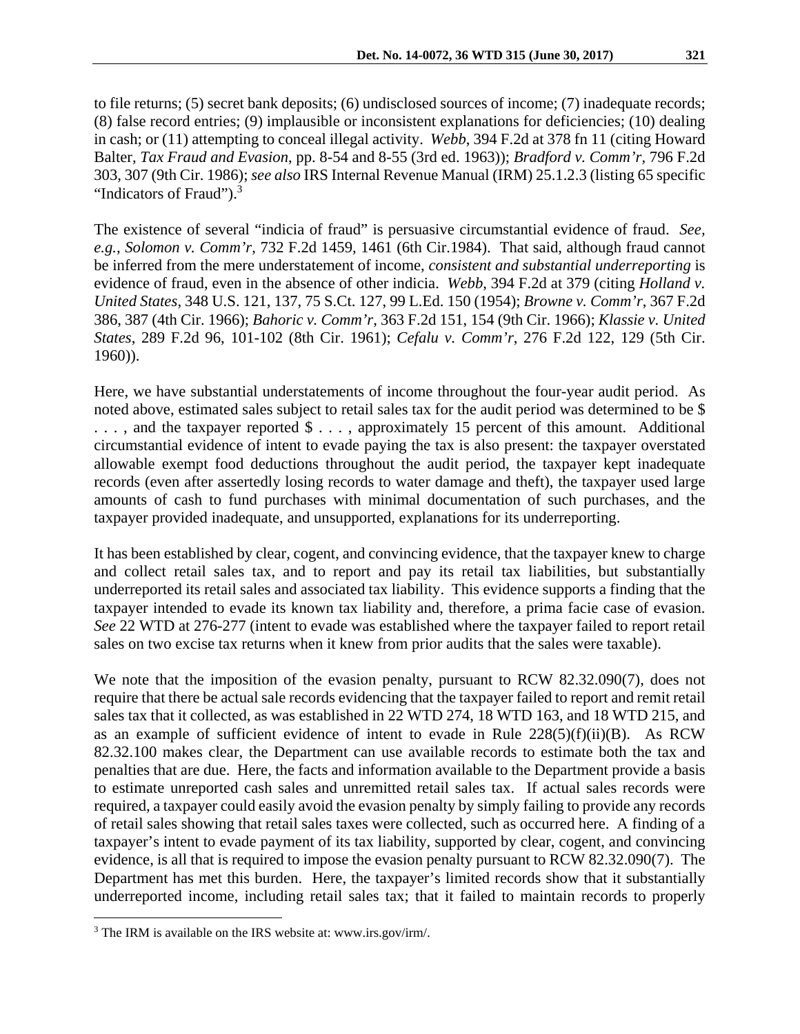to file returns; (5) secret bank deposits; (6) undisclosed sources of income; (7) inadequate records; (8) false record entries; (9) implausible or inconsistent explanations for deficiencies; (10) dealing in cash; or (11) attempting to conceal illegal activity. *Webb*, 394 F.2d at 378 fn 11 (citing Howard Balter, *Tax Fraud and Evasion*, pp. 8-54 and 8-55 (3rd ed. 1963)); *Bradford v. Comm'r*, 796 F.2d 303, 307 (9th Cir. 1986); *see also* IRS Internal Revenue Manual (IRM) 25.1.2.3 (listing 65 specific "Indicators of Fraud").[3]

The existence of several "indicia of fraud" is persuasive circumstantial evidence of fraud. *See, e.g., Solomon v. Comm'r*, 732 F.2d 1459, 1461 (6th Cir.1984). That said, although fraud cannot be inferred from the mere understatement of income, *consistent and substantial underreporting* is evidence of fraud, even in the absence of other indicia. *Webb*, 394 F.2d at 379 (citing *Holland v. United States*, 348 U.S. 121, 137, 75 S.Ct. 127, 99 L.Ed. 150 (1954); *Browne v. Comm'r*, 367 F.2d 386, 387 (4th Cir. 1966); *Bahoric v. Comm'r*, 363 F.2d 151, 154 (9th Cir. 1966); *Klassie v. United States*, 289 F.2d 96, 101-102 (8th Cir. 1961); *Cefalu v. Comm'r*, 276 F.2d 122, 129 (5th Cir. 1960)).

Here, we have substantial understatements of income throughout the four-year audit period. As noted above, estimated sales subject to retail sales tax for the audit period was determined to be $ . . . , and the taxpayer reported $ . . . , approximately 15 percent of this amount. Additional circumstantial evidence of intent to evade paying the tax is also present: the taxpayer overstated allowable exempt food deductions throughout the audit period, the taxpayer kept inadequate records (even after assertedly losing records to water damage and theft), the taxpayer used large amounts of cash to fund purchases with minimal documentation of such purchases, and the taxpayer provided inadequate, and unsupported, explanations for its underreporting.

It has been established by clear, cogent, and convincing evidence, that the taxpayer knew to charge and collect retail sales tax, and to report and pay its retail tax liabilities, but substantially underreported its retail sales and associated tax liability. This evidence supports a finding that the taxpayer intended to evade its known tax liability and, therefore, a prima facie case of evasion. *See* 22 WTD at 276-277 (intent to evade was established where the taxpayer failed to report retail sales on two excise tax returns when it knew from prior audits that the sales were taxable).

We note that the imposition of the evasion penalty, pursuant to RCW 82.32.090(7), does not require that there be actual sale records evidencing that the taxpayer failed to report and remit retail sales tax that it collected, as was established in 22 WTD 274, 18 WTD 163, and 18 WTD 215, and as an example of sufficient evidence of intent to evade in Rule 228(5)(f)(ii)(B). As RCW 82.32.100 makes clear, the Department can use available records to estimate both the tax and penalties that are due. Here, the facts and information available to the Department provide a basis to estimate unreported cash sales and unremitted retail sales tax. If actual sales records were required, a taxpayer could easily avoid the evasion penalty by simply failing to provide any records of retail sales showing that retail sales taxes were collected, such as occurred here. A finding of a taxpayer's intent to evade payment of its tax liability, supported by clear, cogent, and convincing evidence, is all that is required to impose the evasion penalty pursuant to RCW 82.32.090(7). The Department has met this burden. Here, the taxpayer's limited records show that it substantially underreported income, including retail sales tax; that it failed to maintain records to properly

[3] The IRM is available on the IRS website at: www.irs.gov/irm/.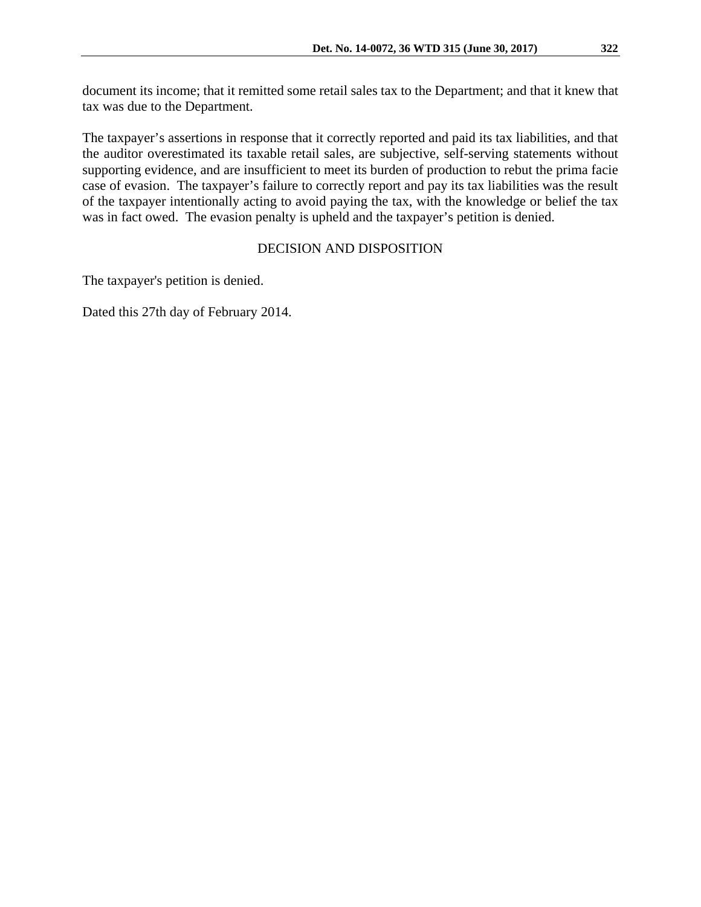document its income; that it remitted some retail sales tax to the Department; and that it knew that tax was due to the Department.

The taxpayer's assertions in response that it correctly reported and paid its tax liabilities, and that the auditor overestimated its taxable retail sales, are subjective, self-serving statements without supporting evidence, and are insufficient to meet its burden of production to rebut the prima facie case of evasion. The taxpayer's failure to correctly report and pay its tax liabilities was the result of the taxpayer intentionally acting to avoid paying the tax, with the knowledge or belief the tax was in fact owed. The evasion penalty is upheld and the taxpayer's petition is denied.

## DECISION AND DISPOSITION

The taxpayer's petition is denied.

Dated this 27th day of February 2014.